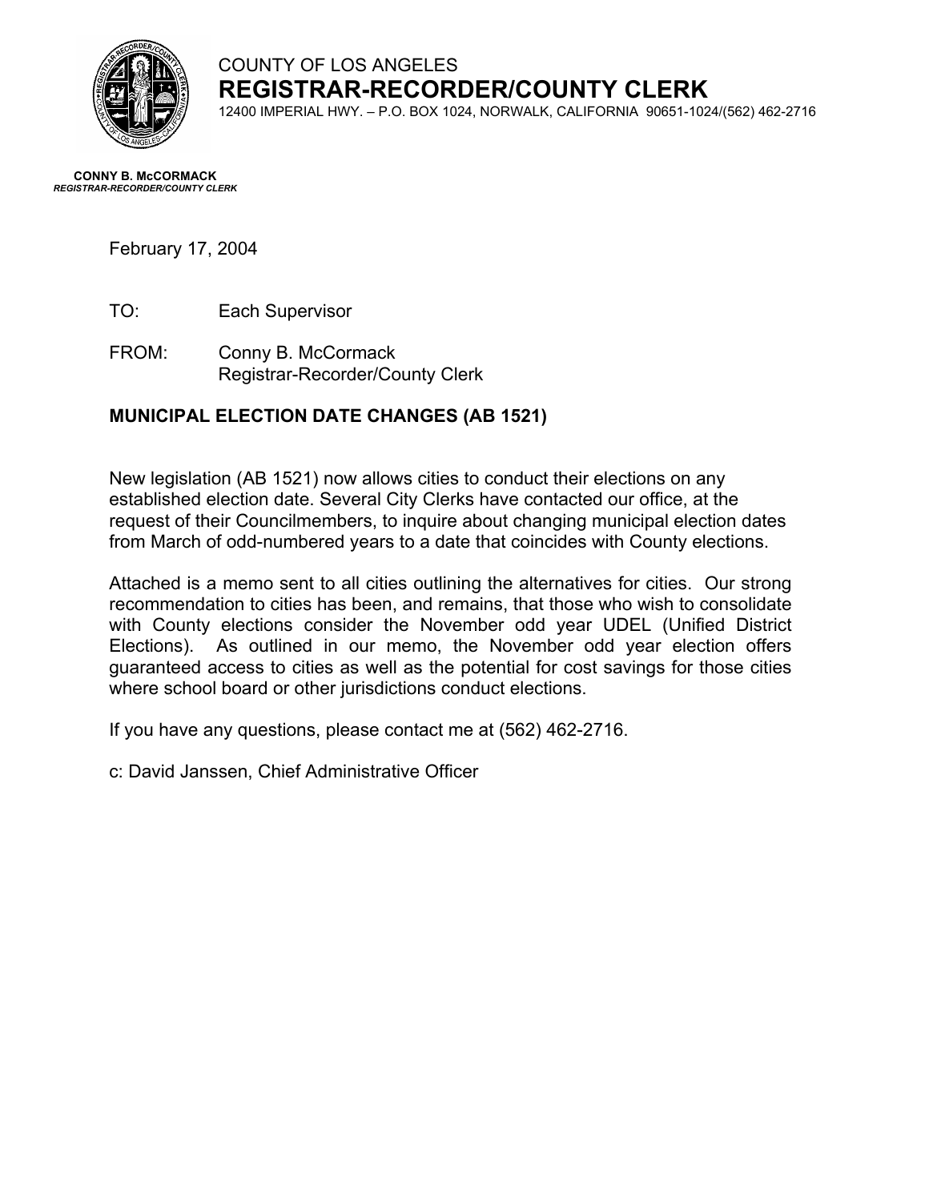COUNTY OF LOS ANGELES

# REGISTRAR-RECORDER/COUNTY CLERK

12400 IMPERIAL HWY. – P.O. BOX 1024, NORWALK, CALIFORNIA 90651-1024/(562) 462-2716

**CONNY B. McCORMACK**
***REGISTRAR-RECORDER/COUNTY CLERK***

February 17, 2004

TO: Each Supervisor

FROM: Conny B. McCormack
Registrar-Recorder/County Clerk

**MUNICIPAL ELECTION DATE CHANGES (AB 1521)**

New legislation (AB 1521) now allows cities to conduct their elections on any established election date. Several City Clerks have contacted our office, at the request of their Councilmembers, to inquire about changing municipal election dates from March of odd-numbered years to a date that coincides with County elections.

Attached is a memo sent to all cities outlining the alternatives for cities. Our strong recommendation to cities has been, and remains, that those who wish to consolidate with County elections consider the November odd year UDEL (Unified District Elections). As outlined in our memo, the November odd year election offers guaranteed access to cities as well as the potential for cost savings for those cities where school board or other jurisdictions conduct elections.

If you have any questions, please contact me at (562) 462-2716.

c: David Janssen, Chief Administrative Officer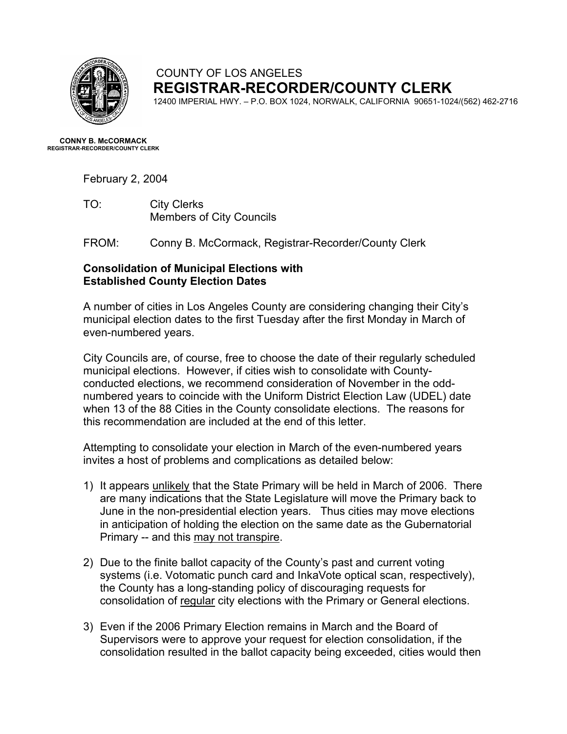COUNTY OF LOS ANGELES
**REGISTRAR-RECORDER/COUNTY CLERK**
12400 IMPERIAL HWY. – P.O. BOX 1024, NORWALK, CALIFORNIA 90651-1024/(562) 462-2716

**CONNY B. McCORMACK**
**REGISTRAR-RECORDER/COUNTY CLERK**

February 2, 2004

TO: City Clerks
Members of City Councils

FROM: Conny B. McCormack, Registrar-Recorder/County Clerk

**Consolidation of Municipal Elections with Established County Election Dates**

A number of cities in Los Angeles County are considering changing their City's municipal election dates to the first Tuesday after the first Monday in March of even-numbered years.

City Councils are, of course, free to choose the date of their regularly scheduled municipal elections. However, if cities wish to consolidate with County-conducted elections, we recommend consideration of November in the odd-numbered years to coincide with the Uniform District Election Law (UDEL) date when 13 of the 88 Cities in the County consolidate elections. The reasons for this recommendation are included at the end of this letter.

Attempting to consolidate your election in March of the even-numbered years invites a host of problems and complications as detailed below:

1) It appears <u>unlikely</u> that the State Primary will be held in March of 2006. There are many indications that the State Legislature will move the Primary back to June in the non-presidential election years. Thus cities may move elections in anticipation of holding the election on the same date as the Gubernatorial Primary -- and this <u>may not transpire</u>.

2) Due to the finite ballot capacity of the County's past and current voting systems (i.e. Votomatic punch card and InkaVote optical scan, respectively), the County has a long-standing policy of discouraging requests for consolidation of <u>regular</u> city elections with the Primary or General elections.

3) Even if the 2006 Primary Election remains in March and the Board of Supervisors were to approve your request for election consolidation, if the consolidation resulted in the ballot capacity being exceeded, cities would then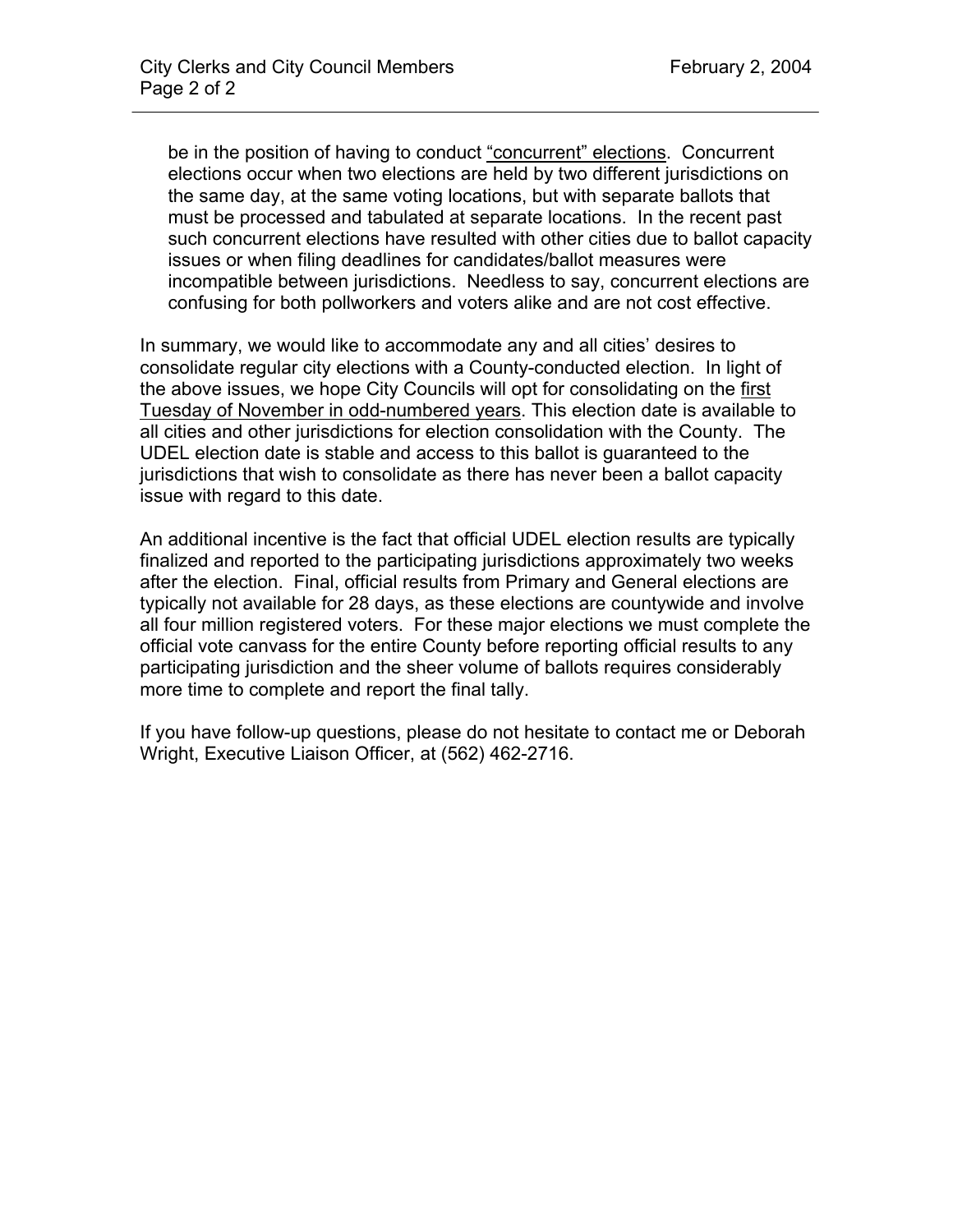be in the position of having to conduct <u>"concurrent" elections</u>. Concurrent elections occur when two elections are held by two different jurisdictions on the same day, at the same voting locations, but with separate ballots that must be processed and tabulated at separate locations. In the recent past such concurrent elections have resulted with other cities due to ballot capacity issues or when filing deadlines for candidates/ballot measures were incompatible between jurisdictions. Needless to say, concurrent elections are confusing for both pollworkers and voters alike and are not cost effective.

In summary, we would like to accommodate any and all cities' desires to consolidate regular city elections with a County-conducted election. In light of the above issues, we hope City Councils will opt for consolidating on the <u>first Tuesday of November in odd-numbered years</u>. This election date is available to all cities and other jurisdictions for election consolidation with the County. The UDEL election date is stable and access to this ballot is guaranteed to the jurisdictions that wish to consolidate as there has never been a ballot capacity issue with regard to this date.

An additional incentive is the fact that official UDEL election results are typically finalized and reported to the participating jurisdictions approximately two weeks after the election. Final, official results from Primary and General elections are typically not available for 28 days, as these elections are countywide and involve all four million registered voters. For these major elections we must complete the official vote canvass for the entire County before reporting official results to any participating jurisdiction and the sheer volume of ballots requires considerably more time to complete and report the final tally.

If you have follow-up questions, please do not hesitate to contact me or Deborah Wright, Executive Liaison Officer, at (562) 462-2716.